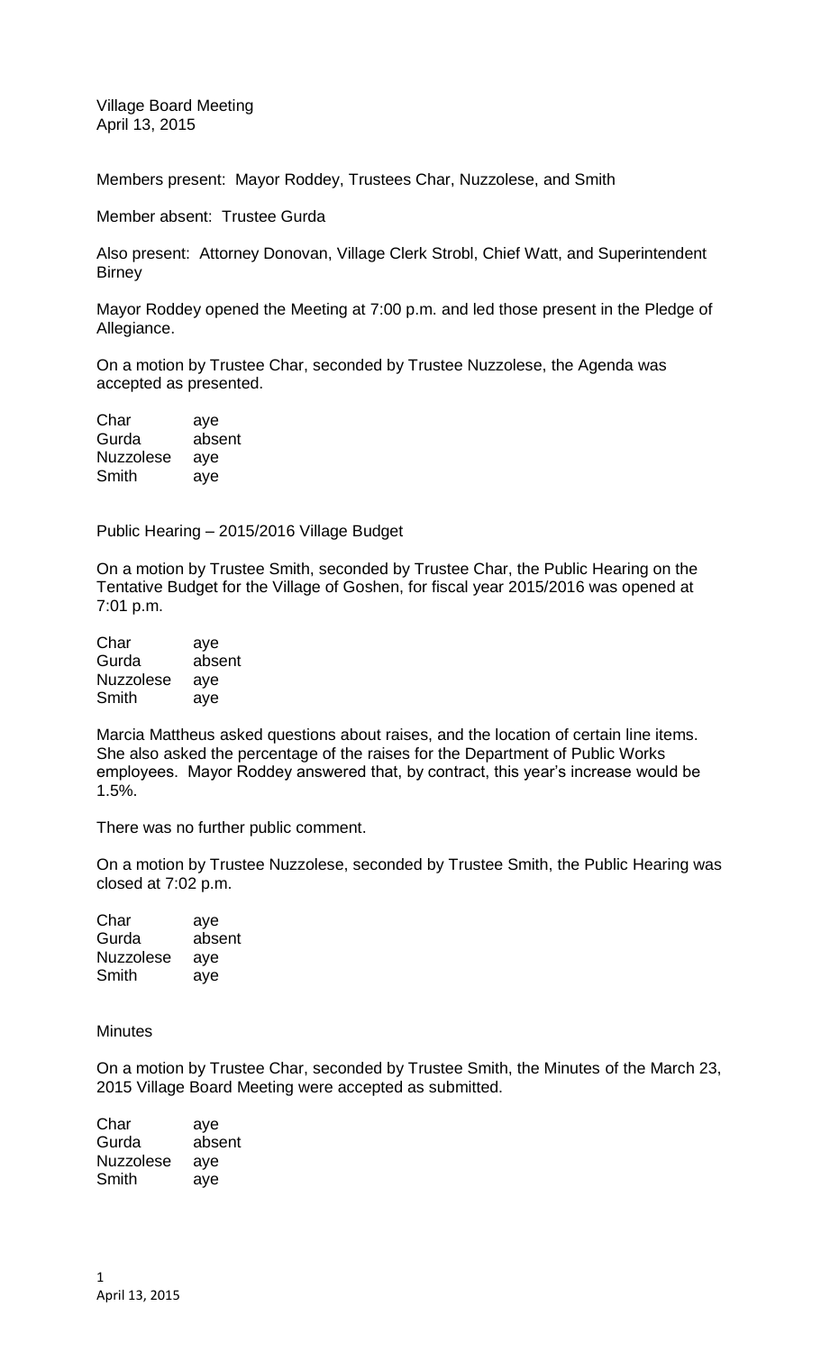Village Board Meeting
April 13, 2015

Members present: Mayor Roddey, Trustees Char, Nuzzolese, and Smith

Member absent: Trustee Gurda

Also present: Attorney Donovan, Village Clerk Strobl, Chief Watt, and Superintendent Birney

Mayor Roddey opened the Meeting at 7:00 p.m. and led those present in the Pledge of Allegiance.

On a motion by Trustee Char, seconded by Trustee Nuzzolese, the Agenda was accepted as presented.

| | |
|---|---|
| Char | aye |
| Gurda | absent |
| Nuzzolese | aye |
| Smith | aye |

Public Hearing – 2015/2016 Village Budget

On a motion by Trustee Smith, seconded by Trustee Char, the Public Hearing on the Tentative Budget for the Village of Goshen, for fiscal year 2015/2016 was opened at 7:01 p.m.

| | |
|---|---|
| Char | aye |
| Gurda | absent |
| Nuzzolese | aye |
| Smith | aye |

Marcia Mattheus asked questions about raises, and the location of certain line items. She also asked the percentage of the raises for the Department of Public Works employees. Mayor Roddey answered that, by contract, this year's increase would be 1.5%.

There was no further public comment.

On a motion by Trustee Nuzzolese, seconded by Trustee Smith, the Public Hearing was closed at 7:02 p.m.

| | |
|---|---|
| Char | aye |
| Gurda | absent |
| Nuzzolese | aye |
| Smith | aye |

Minutes

On a motion by Trustee Char, seconded by Trustee Smith, the Minutes of the March 23, 2015 Village Board Meeting were accepted as submitted.

| | |
|---|---|
| Char | aye |
| Gurda | absent |
| Nuzzolese | aye |
| Smith | aye |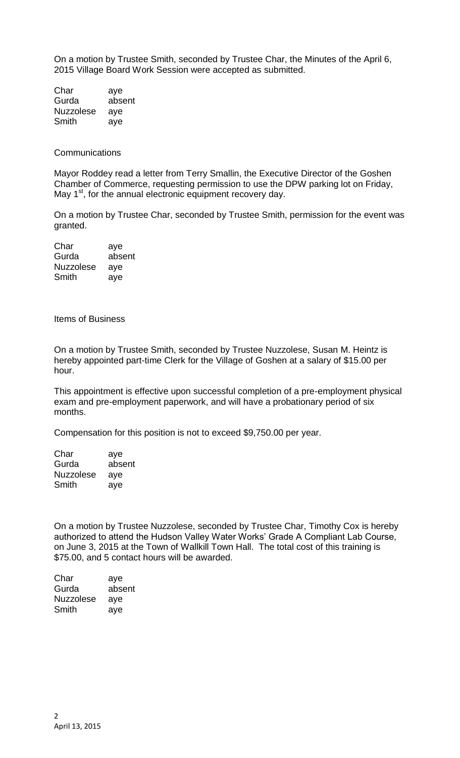On a motion by Trustee Smith, seconded by Trustee Char, the Minutes of the April 6, 2015 Village Board Work Session were accepted as submitted.

| | |
|---|---|
| Char | aye |
| Gurda | absent |
| Nuzzolese | aye |
| Smith | aye |

Communications

Mayor Roddey read a letter from Terry Smallin, the Executive Director of the Goshen Chamber of Commerce, requesting permission to use the DPW parking lot on Friday, May 1st, for the annual electronic equipment recovery day.

On a motion by Trustee Char, seconded by Trustee Smith, permission for the event was granted.

| | |
|---|---|
| Char | aye |
| Gurda | absent |
| Nuzzolese | aye |
| Smith | aye |

Items of Business

On a motion by Trustee Smith, seconded by Trustee Nuzzolese, Susan M. Heintz is hereby appointed part-time Clerk for the Village of Goshen at a salary of $15.00 per hour.

This appointment is effective upon successful completion of a pre-employment physical exam and pre-employment paperwork, and will have a probationary period of six months.

Compensation for this position is not to exceed $9,750.00 per year.

| | |
|---|---|
| Char | aye |
| Gurda | absent |
| Nuzzolese | aye |
| Smith | aye |

On a motion by Trustee Nuzzolese, seconded by Trustee Char, Timothy Cox is hereby authorized to attend the Hudson Valley Water Works' Grade A Compliant Lab Course, on June 3, 2015 at the Town of Wallkill Town Hall. The total cost of this training is $75.00, and 5 contact hours will be awarded.

| | |
|---|---|
| Char | aye |
| Gurda | absent |
| Nuzzolese | aye |
| Smith | aye |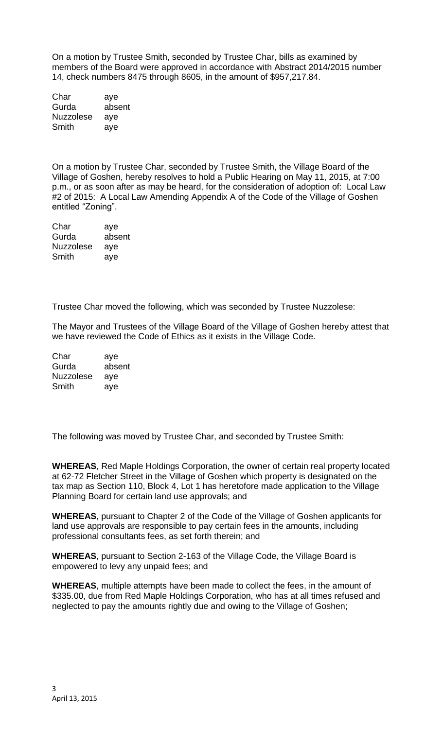On a motion by Trustee Smith, seconded by Trustee Char, bills as examined by members of the Board were approved in accordance with Abstract 2014/2015 number 14, check numbers 8475 through 8605, in the amount of $957,217.84.

| | |
|---|---|
| Char | aye |
| Gurda | absent |
| Nuzzolese | aye |
| Smith | aye |

On a motion by Trustee Char, seconded by Trustee Smith, the Village Board of the Village of Goshen, hereby resolves to hold a Public Hearing on May 11, 2015, at 7:00 p.m., or as soon after as may be heard, for the consideration of adoption of: Local Law #2 of 2015: A Local Law Amending Appendix A of the Code of the Village of Goshen entitled "Zoning".

| | |
|---|---|
| Char | aye |
| Gurda | absent |
| Nuzzolese | aye |
| Smith | aye |

Trustee Char moved the following, which was seconded by Trustee Nuzzolese:

The Mayor and Trustees of the Village Board of the Village of Goshen hereby attest that we have reviewed the Code of Ethics as it exists in the Village Code.

| | |
|---|---|
| Char | aye |
| Gurda | absent |
| Nuzzolese | aye |
| Smith | aye |

The following was moved by Trustee Char, and seconded by Trustee Smith:

**WHEREAS**, Red Maple Holdings Corporation, the owner of certain real property located at 62-72 Fletcher Street in the Village of Goshen which property is designated on the tax map as Section 110, Block 4, Lot 1 has heretofore made application to the Village Planning Board for certain land use approvals; and

**WHEREAS**, pursuant to Chapter 2 of the Code of the Village of Goshen applicants for land use approvals are responsible to pay certain fees in the amounts, including professional consultants fees, as set forth therein; and

**WHEREAS**, pursuant to Section 2-163 of the Village Code, the Village Board is empowered to levy any unpaid fees; and

**WHEREAS**, multiple attempts have been made to collect the fees, in the amount of $335.00, due from Red Maple Holdings Corporation, who has at all times refused and neglected to pay the amounts rightly due and owing to the Village of Goshen;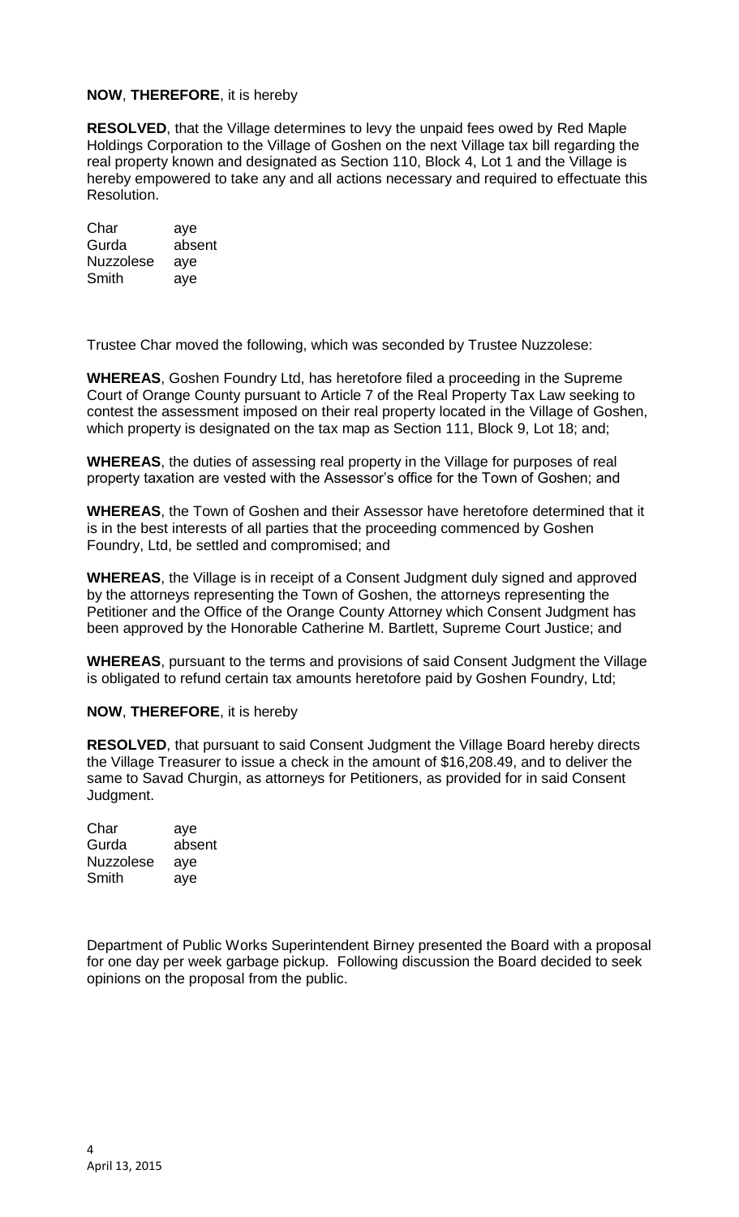**NOW**, **THEREFORE**, it is hereby

**RESOLVED**, that the Village determines to levy the unpaid fees owed by Red Maple Holdings Corporation to the Village of Goshen on the next Village tax bill regarding the real property known and designated as Section 110, Block 4, Lot 1 and the Village is hereby empowered to take any and all actions necessary and required to effectuate this Resolution.

| | |
|---|---|
| Char | aye |
| Gurda | absent |
| Nuzzolese | aye |
| Smith | aye |

Trustee Char moved the following, which was seconded by Trustee Nuzzolese:

**WHEREAS**, Goshen Foundry Ltd, has heretofore filed a proceeding in the Supreme Court of Orange County pursuant to Article 7 of the Real Property Tax Law seeking to contest the assessment imposed on their real property located in the Village of Goshen, which property is designated on the tax map as Section 111, Block 9, Lot 18; and;

**WHEREAS**, the duties of assessing real property in the Village for purposes of real property taxation are vested with the Assessor's office for the Town of Goshen; and

**WHEREAS**, the Town of Goshen and their Assessor have heretofore determined that it is in the best interests of all parties that the proceeding commenced by Goshen Foundry, Ltd, be settled and compromised; and

**WHEREAS**, the Village is in receipt of a Consent Judgment duly signed and approved by the attorneys representing the Town of Goshen, the attorneys representing the Petitioner and the Office of the Orange County Attorney which Consent Judgment has been approved by the Honorable Catherine M. Bartlett, Supreme Court Justice; and

**WHEREAS**, pursuant to the terms and provisions of said Consent Judgment the Village is obligated to refund certain tax amounts heretofore paid by Goshen Foundry, Ltd;

**NOW**, **THEREFORE**, it is hereby

**RESOLVED**, that pursuant to said Consent Judgment the Village Board hereby directs the Village Treasurer to issue a check in the amount of $16,208.49, and to deliver the same to Savad Churgin, as attorneys for Petitioners, as provided for in said Consent Judgment.

| | |
|---|---|
| Char | aye |
| Gurda | absent |
| Nuzzolese | aye |
| Smith | aye |

Department of Public Works Superintendent Birney presented the Board with a proposal for one day per week garbage pickup. Following discussion the Board decided to seek opinions on the proposal from the public.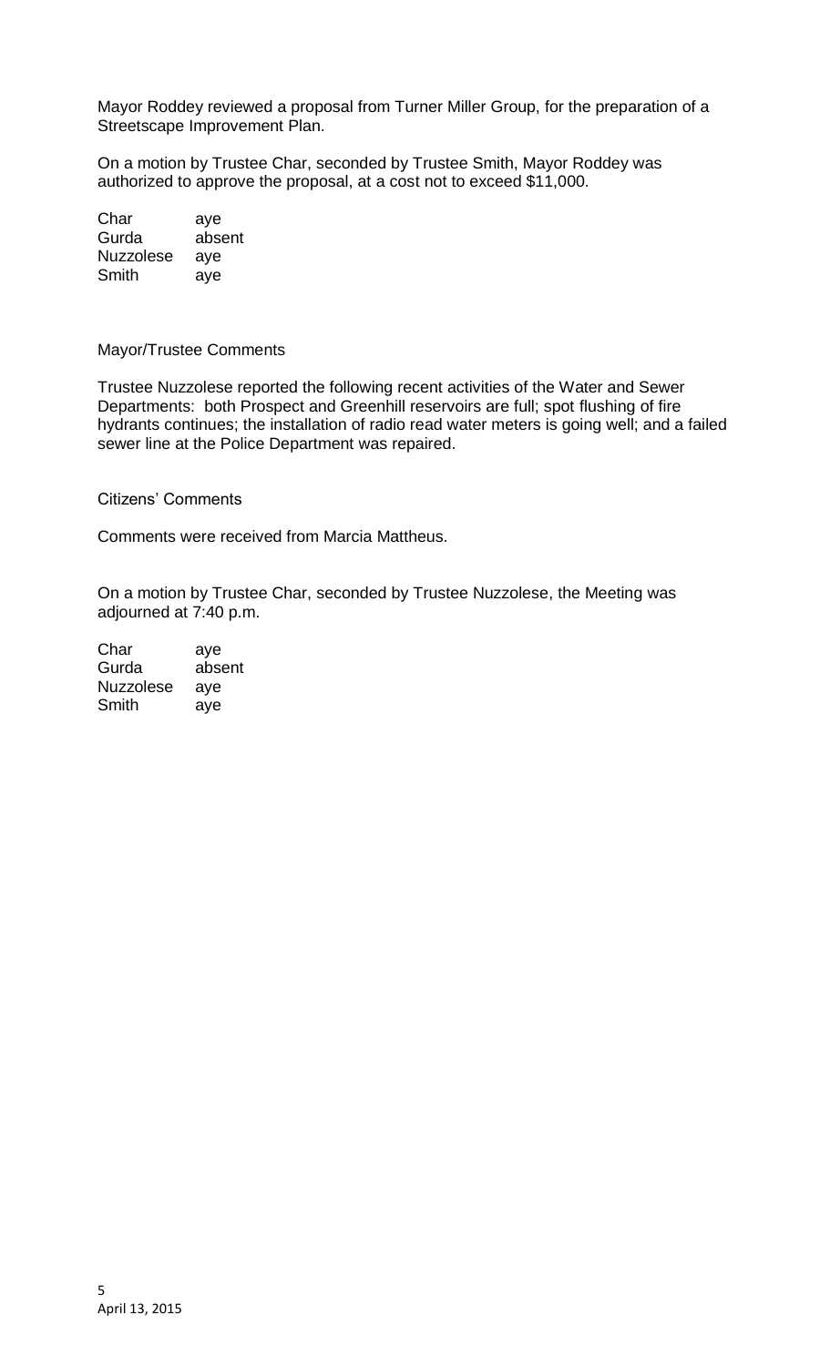Mayor Roddey reviewed a proposal from Turner Miller Group, for the preparation of a Streetscape Improvement Plan.

On a motion by Trustee Char, seconded by Trustee Smith, Mayor Roddey was authorized to approve the proposal, at a cost not to exceed $11,000.

| | |
|---|---|
| Char | aye |
| Gurda | absent |
| Nuzzolese | aye |
| Smith | aye |

Mayor/Trustee Comments

Trustee Nuzzolese reported the following recent activities of the Water and Sewer Departments: both Prospect and Greenhill reservoirs are full; spot flushing of fire hydrants continues; the installation of radio read water meters is going well; and a failed sewer line at the Police Department was repaired.

Citizens' Comments

Comments were received from Marcia Mattheus.

On a motion by Trustee Char, seconded by Trustee Nuzzolese, the Meeting was adjourned at 7:40 p.m.

| | |
|---|---|
| Char | aye |
| Gurda | absent |
| Nuzzolese | aye |
| Smith | aye |